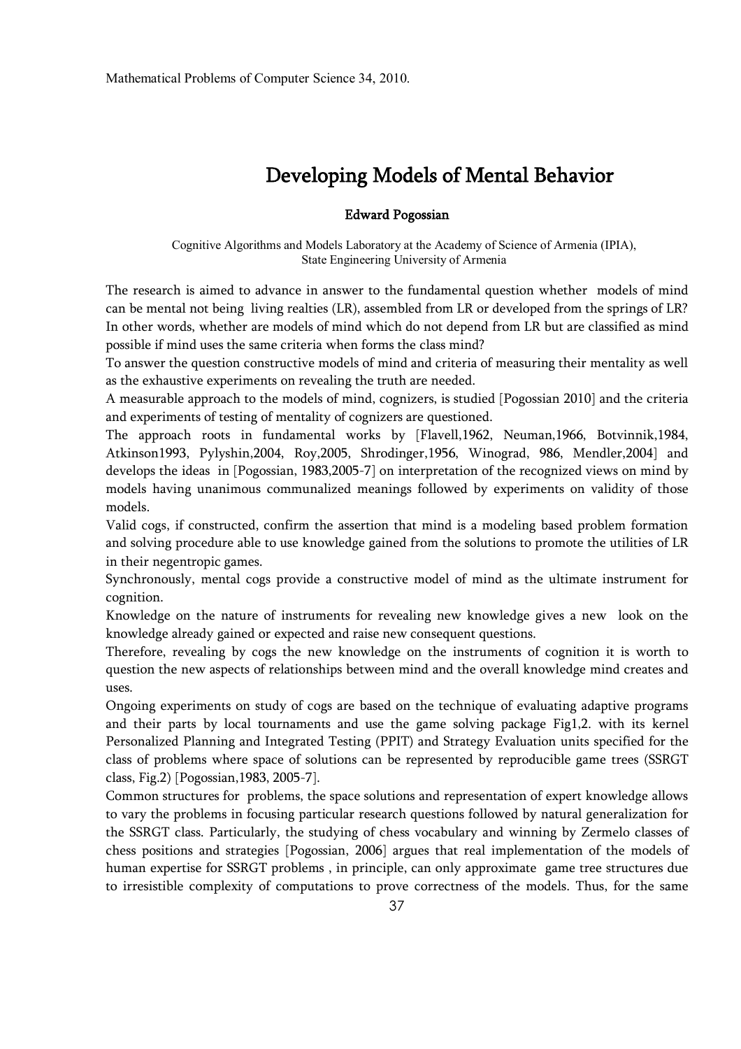# Developing Models of Mental Behavior

**Edward Pogossian**

Cognitive Algorithms and Models Laboratory at the Academy of Science of Armenia (IPIA), State Engineering University of Armenia

The research is aimed to advance in answer to the fundamental question whether models of mind can be mental not being living realties (LR), assembled from LR or developed from the springs of LR? In other words, whether are models of mind which do not depend from LR but are classified as mind possible if mind uses the same criteria when forms the class mind?

To answer the question constructive models of mind and criteria of measuring their mentality as well as the exhaustive experiments on revealing the truth are needed.

A measurable approach to the models of mind, cognizers, is studied [Pogossian 2010] and the criteria and experiments of testing of mentality of cognizers are questioned.

The approach roots in fundamental works by [Flavell,1962, Neuman,1966, Botvinnik,1984, Atkinson1993, Pylyshin,2004, Roy,2005, Shrodinger,1956, Winograd, 986, Mendler,2004] and develops the ideas in [Pogossian, 1983,2005-7] on interpretation of the recognized views on mind by models having unanimous communalized meanings followed by experiments on validity of those models.

Valid cogs, if constructed, confirm the assertion that mind is a modeling based problem formation and solving procedure able to use knowledge gained from the solutions to promote the utilities of LR in their negentropic games.

Synchronously, mental cogs provide a constructive model of mind as the ultimate instrument for cognition.

Knowledge on the nature of instruments for revealing new knowledge gives a new look on the knowledge already gained or expected and raise new consequent questions.

Therefore, revealing by cogs the new knowledge on the instruments of cognition it is worth to question the new aspects of relationships between mind and the overall knowledge mind creates and uses.

Ongoing experiments on study of cogs are based on the technique of evaluating adaptive programs and their parts by local tournaments and use the game solving package Fig1,2. with its kernel Personalized Planning and Integrated Testing (PPIT) and Strategy Evaluation units specified for the class of problems where space of solutions can be represented by reproducible game trees (SSRGT class, Fig.2) [Pogossian,1983, 2005-7].

Common structures for problems, the space solutions and representation of expert knowledge allows to vary the problems in focusing particular research questions followed by natural generalization for the SSRGT class. Particularly, the studying of chess vocabulary and winning by Zermelo classes of chess positions and strategies [Pogossian, 2006] argues that real implementation of the models of human expertise for SSRGT problems , in principle, can only approximate game tree structures due to irresistible complexity of computations to prove correctness of the models. Thus, for the same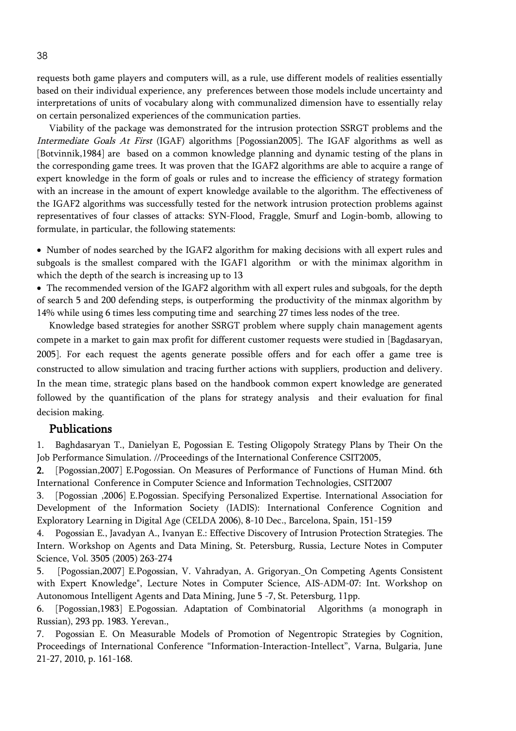requests both game players and computers will, as a rule, use different models of realities essentially based on their individual experience, any preferences between those models include uncertainty and interpretations of units of vocabulary along with communalized dimension have to essentially relay on certain personalized experiences of the communication parties.

Viability of the package was demonstrated for the intrusion protection SSRGT problems and the *Intermediate Goals At First* (IGAF) algorithms [Pogossian2005]. The IGAF algorithms as well as [Botvinnik,1984] are based on a common knowledge planning and dynamic testing of the plans in the corresponding game trees. It was proven that the IGAF2 algorithms are able to acquire a range of expert knowledge in the form of goals or rules and to increase the efficiency of strategy formation with an increase in the amount of expert knowledge available to the algorithm. The effectiveness of the IGAF2 algorithms was successfully tested for the network intrusion protection problems against representatives of four classes of attacks: SYN-Flood, Fraggle, Smurf and Login-bomb, allowing to formulate, in particular, the following statements:

- Number of nodes searched by the IGAF2 algorithm for making decisions with all expert rules and subgoals is the smallest compared with the IGAF1 algorithm or with the minimax algorithm in which the depth of the search is increasing up to 13
- The recommended version of the IGAF2 algorithm with all expert rules and subgoals, for the depth of search 5 and 200 defending steps, is outperforming the productivity of the minmax algorithm by 14% while using 6 times less computing time and searching 27 times less nodes of the tree.

Knowledge based strategies for another SSRGT problem where supply chain management agents compete in a market to gain max profit for different customer requests were studied in [Bagdasaryan, 2005]. For each request the agents generate possible offers and for each offer a game tree is constructed to allow simulation and tracing further actions with suppliers, production and delivery. In the mean time, strategic plans based on the handbook common expert knowledge are generated followed by the quantification of the plans for strategy analysis and their evaluation for final decision making.

## Publications

1. Baghdasaryan T., Danielyan E, Pogossian E. Testing Oligopoly Strategy Plans by Their On the Job Performance Simulation. //Proceedings of the International Conference CSIT2005,
2. [Pogossian,2007] E.Pogossian. On Measures of Performance of Functions of Human Mind. 6th International Conference in Computer Science and Information Technologies, CSIT2007
3. [Pogossian ,2006] E.Pogossian. Specifying Personalized Expertise. International Association for Development of the Information Society (IADIS): International Conference Cognition and Exploratory Learning in Digital Age (CELDA 2006), 8-10 Dec., Barcelona, Spain, 151-159
4. Pogossian E., Javadyan A., Ivanyan E.: Effective Discovery of Intrusion Protection Strategies. The Intern. Workshop on Agents and Data Mining, St. Petersburg, Russia, Lecture Notes in Computer Science, Vol. 3505 (2005) 263-274
5. [Pogossian,2007] E.Pogossian, V. Vahradyan, A. Grigoryan. On Competing Agents Consistent with Expert Knowledge", Lecture Notes in Computer Science, AIS-ADM-07: Int. Workshop on Autonomous Intelligent Agents and Data Mining, June 5 -7, St. Petersburg, 11pp.
6. [Pogossian,1983] E.Pogossian. Adaptation of Combinatorial Algorithms (a monograph in Russian), 293 pp. 1983. Yerevan.,
7. Pogossian E. On Measurable Models of Promotion of Negentropic Strategies by Cognition, Proceedings of International Conference "Information-Interaction-Intellect", Varna, Bulgaria, June 21-27, 2010, p. 161-168.